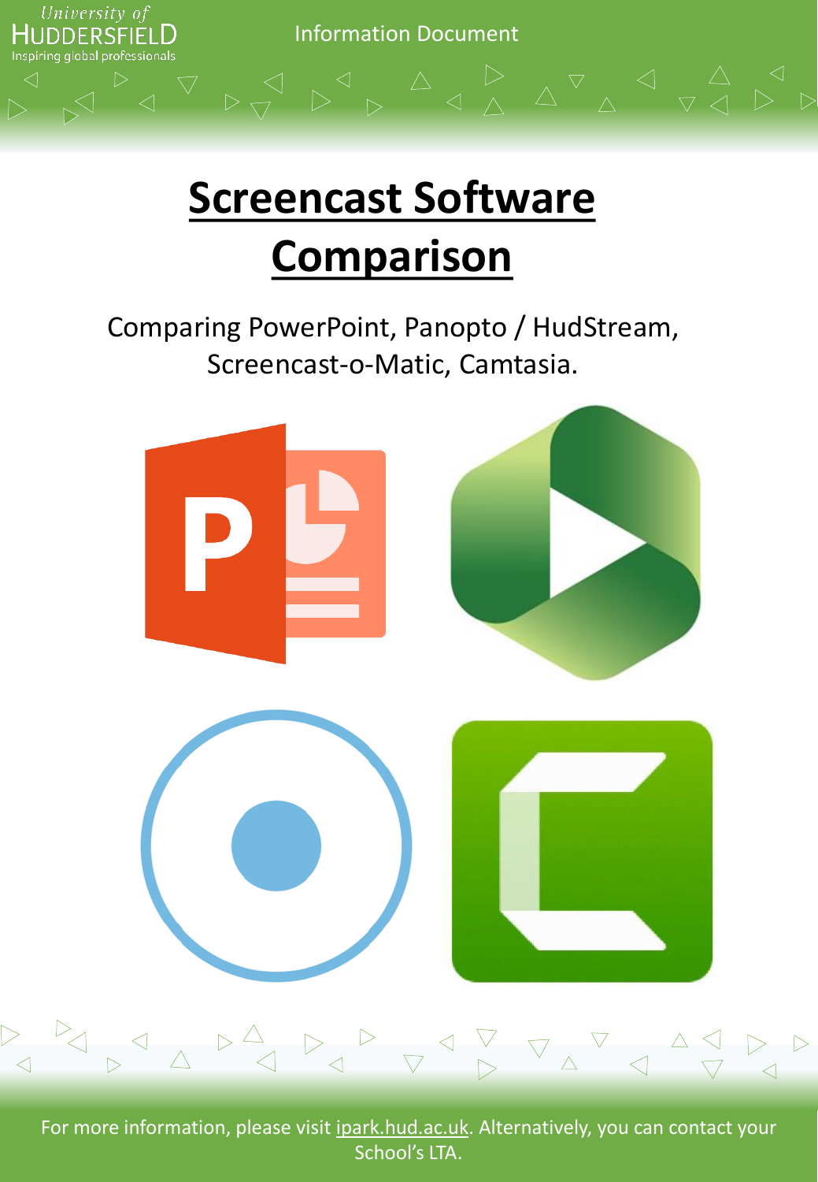# Screencast Software Comparison

Comparing PowerPoint, Panopto / HudStream, Screencast-o-Matic, Camtasia.

For more information, please visit ipark.hud.ac.uk. Alternatively, you can contact your School's LTA.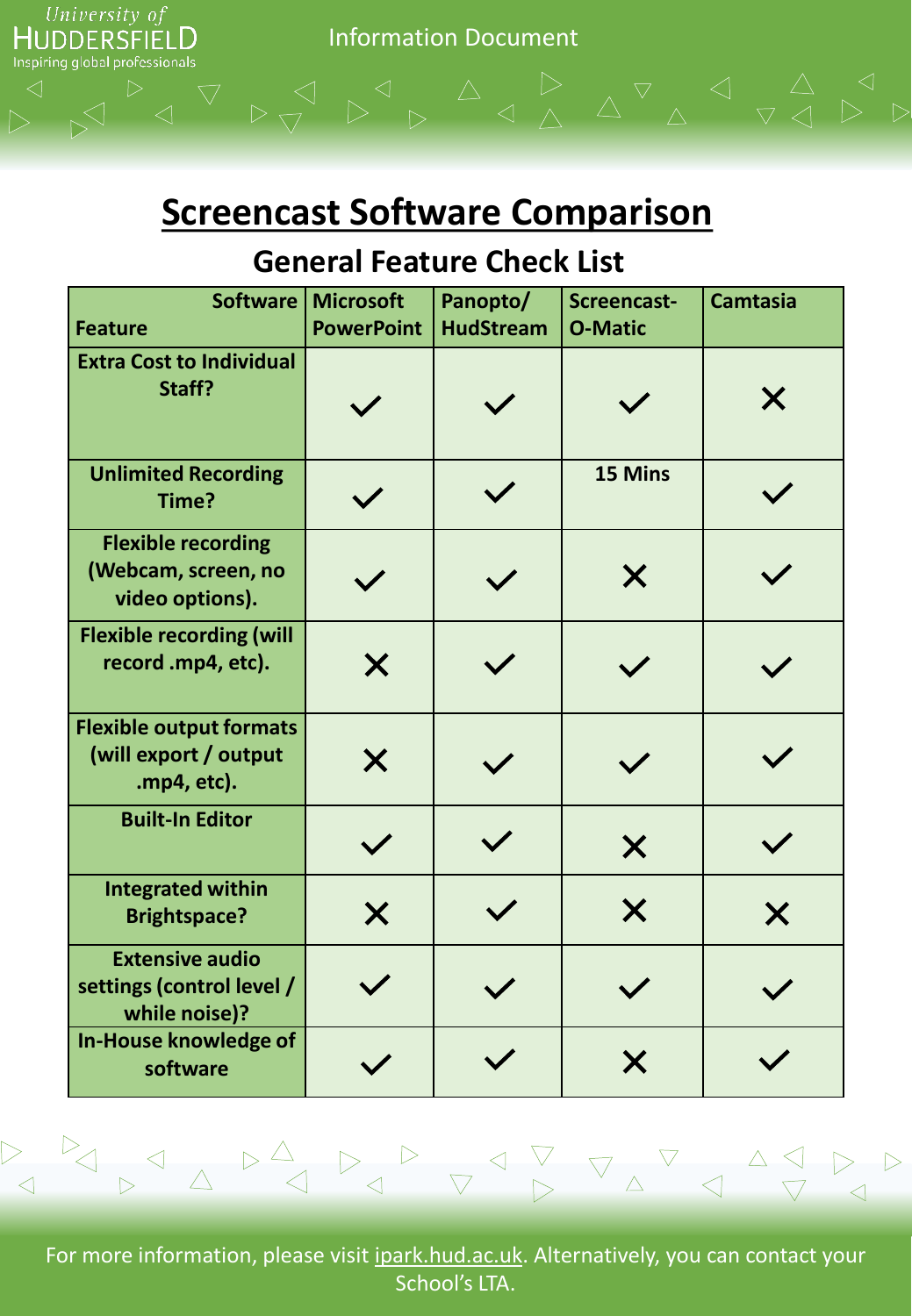# Screencast Software Comparison

## General Feature Check List

| Feature \ Software | Microsoft PowerPoint | Panopto/ HudStream | Screencast-O-Matic | Camtasia |
|---|---|---|---|---|
| Extra Cost to Individual Staff? | ✓ | ✓ | ✓ | ✗ |
| Unlimited Recording Time? | ✓ | ✓ | 15 Mins | ✓ |
| Flexible recording (Webcam, screen, no video options). | ✓ | ✓ | ✗ | ✓ |
| Flexible recording (will record .mp4, etc). | ✗ | ✓ | ✓ | ✓ |
| Flexible output formats (will export / output .mp4, etc). | ✗ | ✓ | ✓ | ✓ |
| Built-In Editor | ✓ | ✓ | ✗ | ✓ |
| Integrated within Brightspace? | ✗ | ✓ | ✗ | ✗ |
| Extensive audio settings (control level / while noise)? | ✓ | ✓ | ✓ | ✓ |
| In-House knowledge of software | ✓ | ✓ | ✗ | ✓ |

For more information, please visit ipark.hud.ac.uk. Alternatively, you can contact your School's LTA.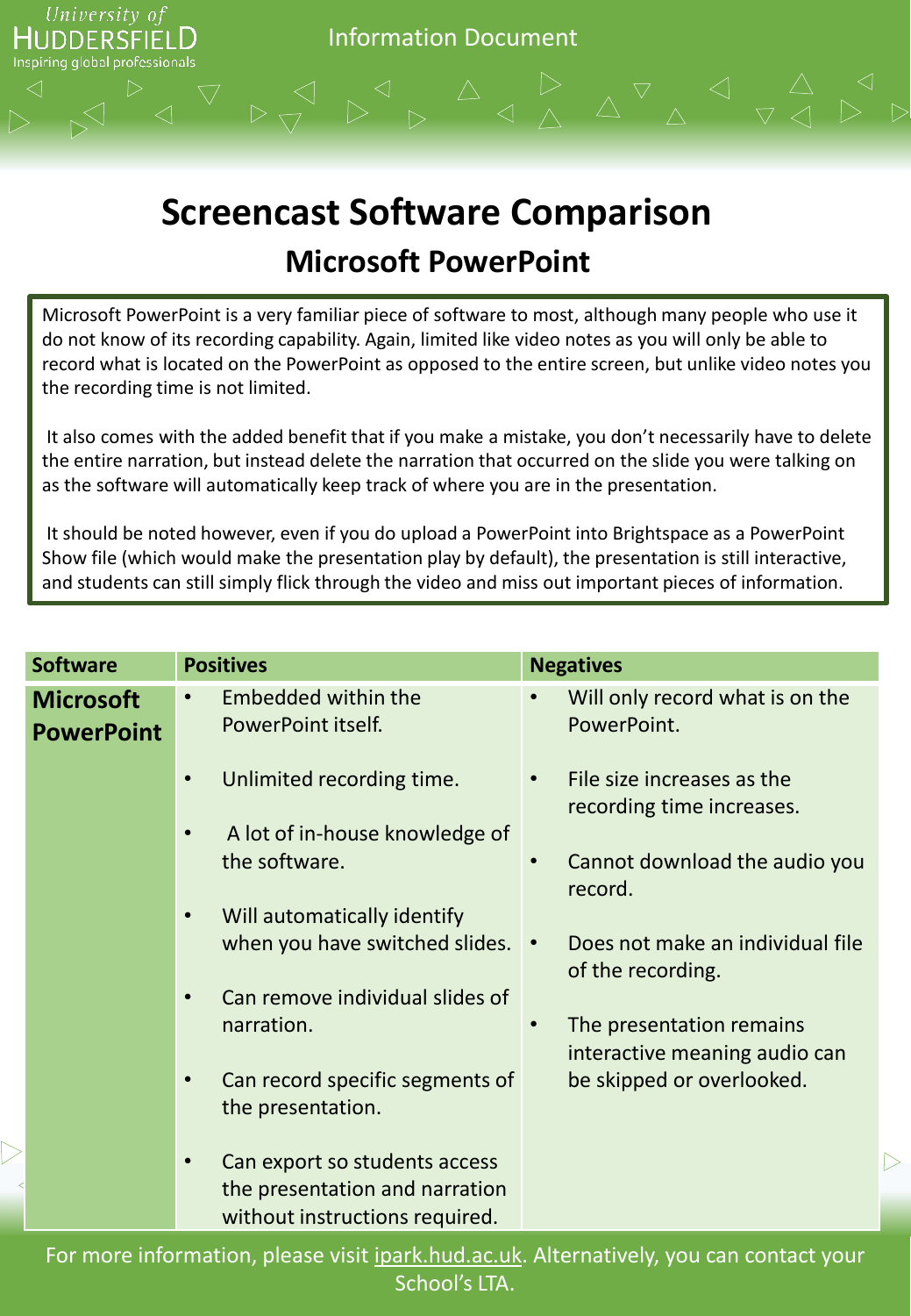# Screencast Software Comparison

## Microsoft PowerPoint

Microsoft PowerPoint is a very familiar piece of software to most, although many people who use it do not know of its recording capability. Again, limited like video notes as you will only be able to record what is located on the PowerPoint as opposed to the entire screen, but unlike video notes you the recording time is not limited.

It also comes with the added benefit that if you make a mistake, you don't necessarily have to delete the entire narration, but instead delete the narration that occurred on the slide you were talking on as the software will automatically keep track of where you are in the presentation.

It should be noted however, even if you do upload a PowerPoint into Brightspace as a PowerPoint Show file (which would make the presentation play by default), the presentation is still interactive, and students can still simply flick through the video and miss out important pieces of information.

| Software | Positives | Negatives |
| --- | --- | --- |
| **Microsoft PowerPoint** | • Embedded within the PowerPoint itself.<br>• Unlimited recording time.<br>• A lot of in-house knowledge of the software.<br>• Will automatically identify when you have switched slides.<br>• Can remove individual slides of narration.<br>• Can record specific segments of the presentation.<br>• Can export so students access the presentation and narration without instructions required. | • Will only record what is on the PowerPoint.<br>• File size increases as the recording time increases.<br>• Cannot download the audio you record.<br>• Does not make an individual file of the recording.<br>• The presentation remains interactive meaning audio can be skipped or overlooked. |

For more information, please visit ipark.hud.ac.uk. Alternatively, you can contact your School's LTA.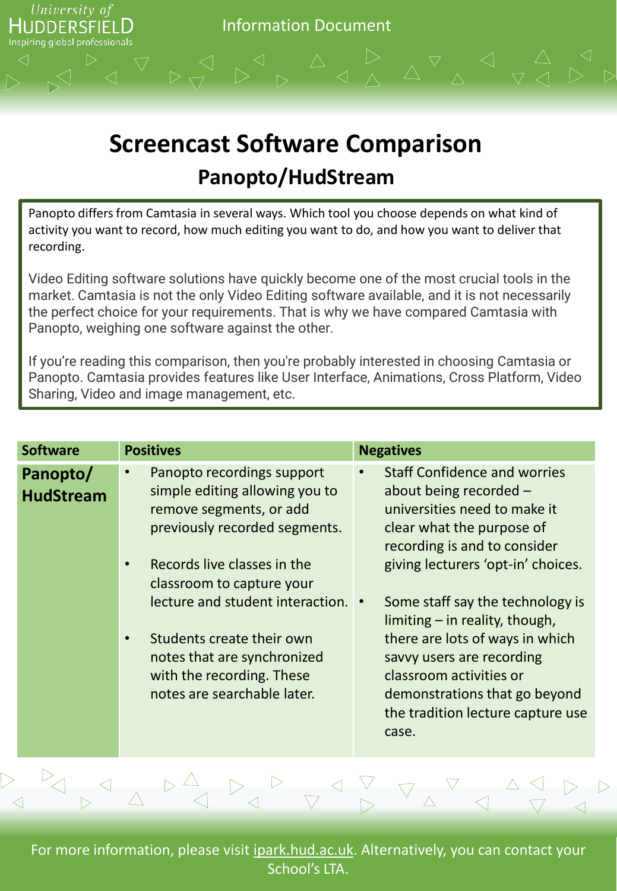# Screencast Software Comparison

## Panopto/HudStream

Panopto differs from Camtasia in several ways. Which tool you choose depends on what kind of activity you want to record, how much editing you want to do, and how you want to deliver that recording.

Video Editing software solutions have quickly become one of the most crucial tools in the market. Camtasia is not the only Video Editing software available, and it is not necessarily the perfect choice for your requirements. That is why we have compared Camtasia with Panopto, weighing one software against the other.

If you're reading this comparison, then you're probably interested in choosing Camtasia or Panopto. Camtasia provides features like User Interface, Animations, Cross Platform, Video Sharing, Video and image management, etc.

| Software | Positives | Negatives |
| --- | --- | --- |
| **Panopto/ HudStream** | • Panopto recordings support simple editing allowing you to remove segments, or add previously recorded segments.<br><br>• Records live classes in the classroom to capture your lecture and student interaction.<br><br>• Students create their own notes that are synchronized with the recording. These notes are searchable later. | • Staff Confidence and worries about being recorded – universities need to make it clear what the purpose of recording is and to consider giving lecturers 'opt-in' choices.<br><br>• Some staff say the technology is limiting – in reality, though, there are lots of ways in which savvy users are recording classroom activities or demonstrations that go beyond the tradition lecture capture use case. |

For more information, please visit ipark.hud.ac.uk. Alternatively, you can contact your School's LTA.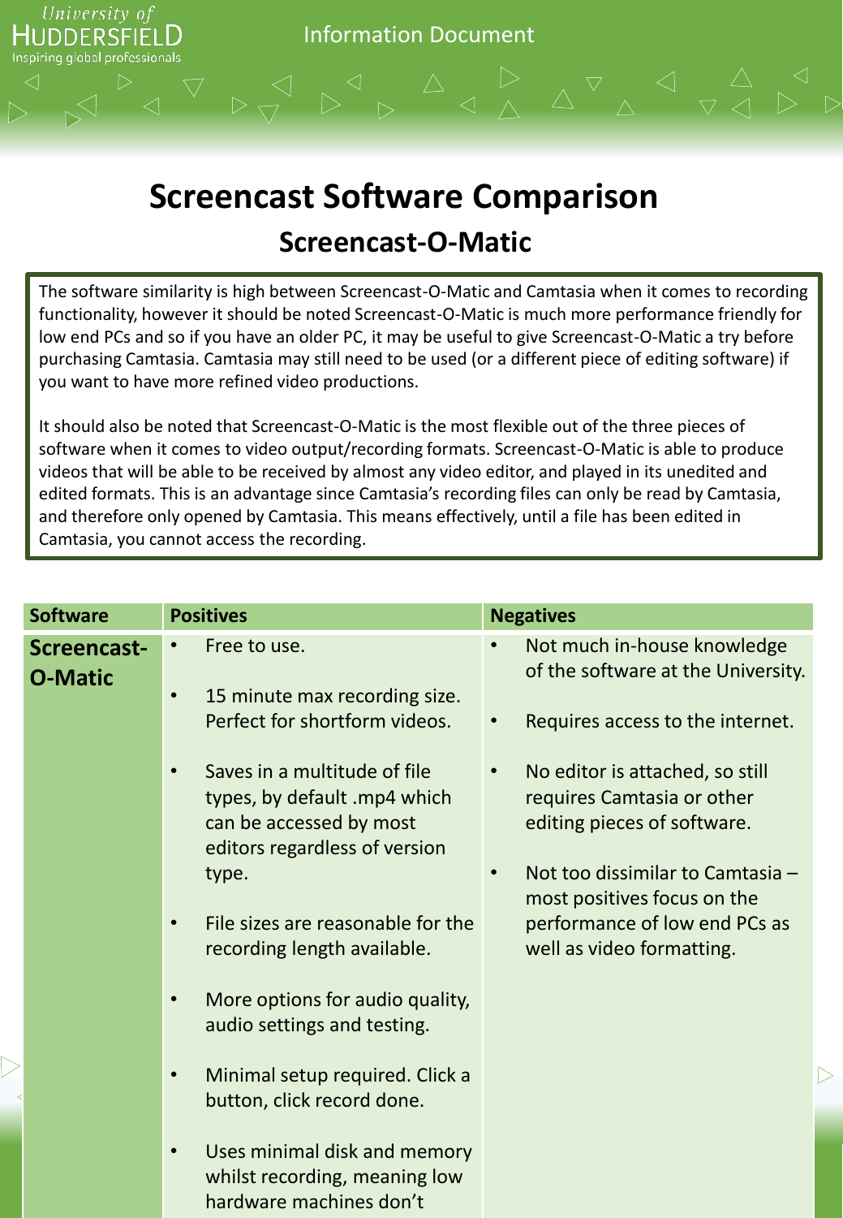# Screencast Software Comparison

## Screencast-O-Matic

The software similarity is high between Screencast-O-Matic and Camtasia when it comes to recording functionality, however it should be noted Screencast-O-Matic is much more performance friendly for low end PCs and so if you have an older PC, it may be useful to give Screencast-O-Matic a try before purchasing Camtasia. Camtasia may still need to be used (or a different piece of editing software) if you want to have more refined video productions.

It should also be noted that Screencast-O-Matic is the most flexible out of the three pieces of software when it comes to video output/recording formats. Screencast-O-Matic is able to produce videos that will be able to be received by almost any video editor, and played in its unedited and edited formats. This is an advantage since Camtasia's recording files can only be read by Camtasia, and therefore only opened by Camtasia. This means effectively, until a file has been edited in Camtasia, you cannot access the recording.

| Software | Positives | Negatives |
|---|---|---|
| **Screencast-O-Matic** | • Free to use.<br><br>• 15 minute max recording size. Perfect for shortform videos.<br><br>• Saves in a multitude of file types, by default .mp4 which can be accessed by most editors regardless of version type.<br><br>• File sizes are reasonable for the recording length available.<br><br>• More options for audio quality, audio settings and testing.<br><br>• Minimal setup required. Click a button, click record done.<br><br>• Uses minimal disk and memory whilst recording, meaning low hardware machines don't | • Not much in-house knowledge of the software at the University.<br><br>• Requires access to the internet.<br><br>• No editor is attached, so still requires Camtasia or other editing pieces of software.<br><br>• Not too dissimilar to Camtasia – most positives focus on the performance of low end PCs as well as video formatting. |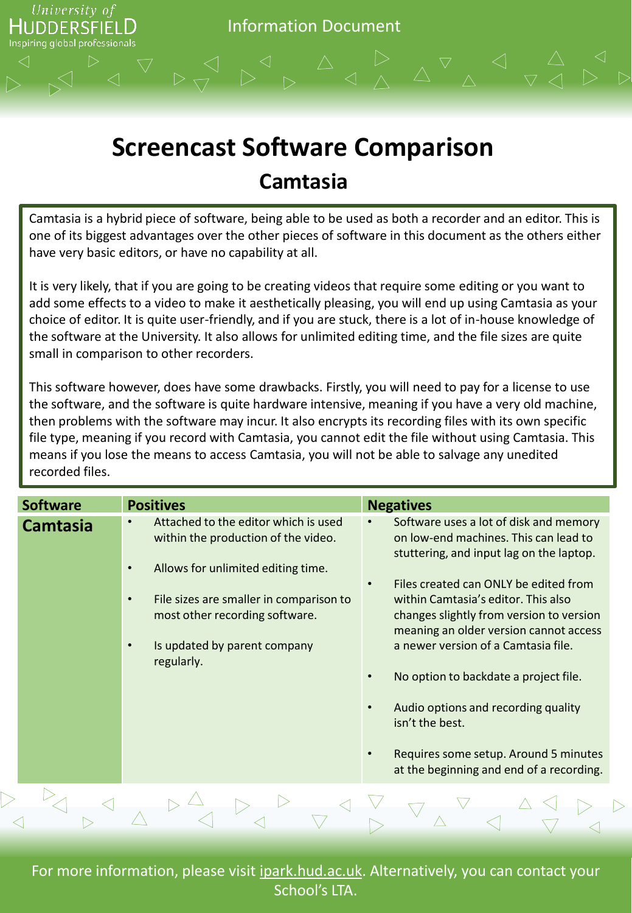# Screencast Software Comparison

## Camtasia

Camtasia is a hybrid piece of software, being able to be used as both a recorder and an editor. This is one of its biggest advantages over the other pieces of software in this document as the others either have very basic editors, or have no capability at all.

It is very likely, that if you are going to be creating videos that require some editing or you want to add some effects to a video to make it aesthetically pleasing, you will end up using Camtasia as your choice of editor. It is quite user-friendly, and if you are stuck, there is a lot of in-house knowledge of the software at the University. It also allows for unlimited editing time, and the file sizes are quite small in comparison to other recorders.

This software however, does have some drawbacks. Firstly, you will need to pay for a license to use the software, and the software is quite hardware intensive, meaning if you have a very old machine, then problems with the software may incur. It also encrypts its recording files with its own specific file type, meaning if you record with Camtasia, you cannot edit the file without using Camtasia. This means if you lose the means to access Camtasia, you will not be able to salvage any unedited recorded files.

| Software | Positives | Negatives |
|---|---|---|
| **Camtasia** | • Attached to the editor which is used within the production of the video.<br>• Allows for unlimited editing time.<br>• File sizes are smaller in comparison to most other recording software.<br>• Is updated by parent company regularly. | • Software uses a lot of disk and memory on low-end machines. This can lead to stuttering, and input lag on the laptop.<br>• Files created can ONLY be edited from within Camtasia's editor. This also changes slightly from version to version meaning an older version cannot access a newer version of a Camtasia file.<br>• No option to backdate a project file.<br>• Audio options and recording quality isn't the best.<br>• Requires some setup. Around 5 minutes at the beginning and end of a recording. |

For more information, please visit ipark.hud.ac.uk. Alternatively, you can contact your School's LTA.